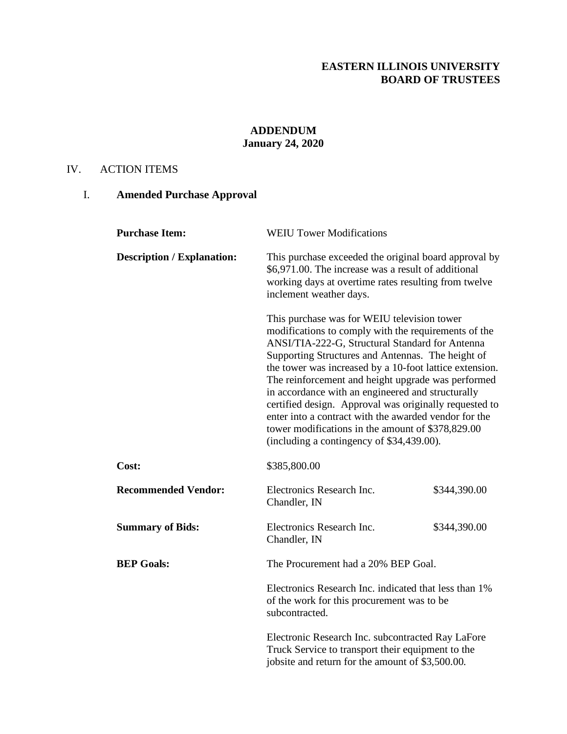**EASTERN ILLINOIS UNIVERSITY**
**BOARD OF TRUSTEES**

**ADDENDUM**
**January 24, 2020**

IV. ACTION ITEMS

I. **Amended Purchase Approval**

**Purchase Item:** WEIU Tower Modifications

**Description / Explanation:** This purchase exceeded the original board approval by \$6,971.00. The increase was a result of additional working days at overtime rates resulting from twelve inclement weather days.

This purchase was for WEIU television tower modifications to comply with the requirements of the ANSI/TIA-222-G, Structural Standard for Antenna Supporting Structures and Antennas. The height of the tower was increased by a 10-foot lattice extension. The reinforcement and height upgrade was performed in accordance with an engineered and structurally certified design. Approval was originally requested to enter into a contract with the awarded vendor for the tower modifications in the amount of \$378,829.00 (including a contingency of \$34,439.00).

**Cost:** \$385,800.00

**Recommended Vendor:** Electronics Research Inc. Chandler, IN — \$344,390.00

**Summary of Bids:** Electronics Research Inc. Chandler, IN — \$344,390.00

**BEP Goals:** The Procurement had a 20% BEP Goal.

Electronics Research Inc. indicated that less than 1% of the work for this procurement was to be subcontracted.

Electronic Research Inc. subcontracted Ray LaFore Truck Service to transport their equipment to the jobsite and return for the amount of \$3,500.00.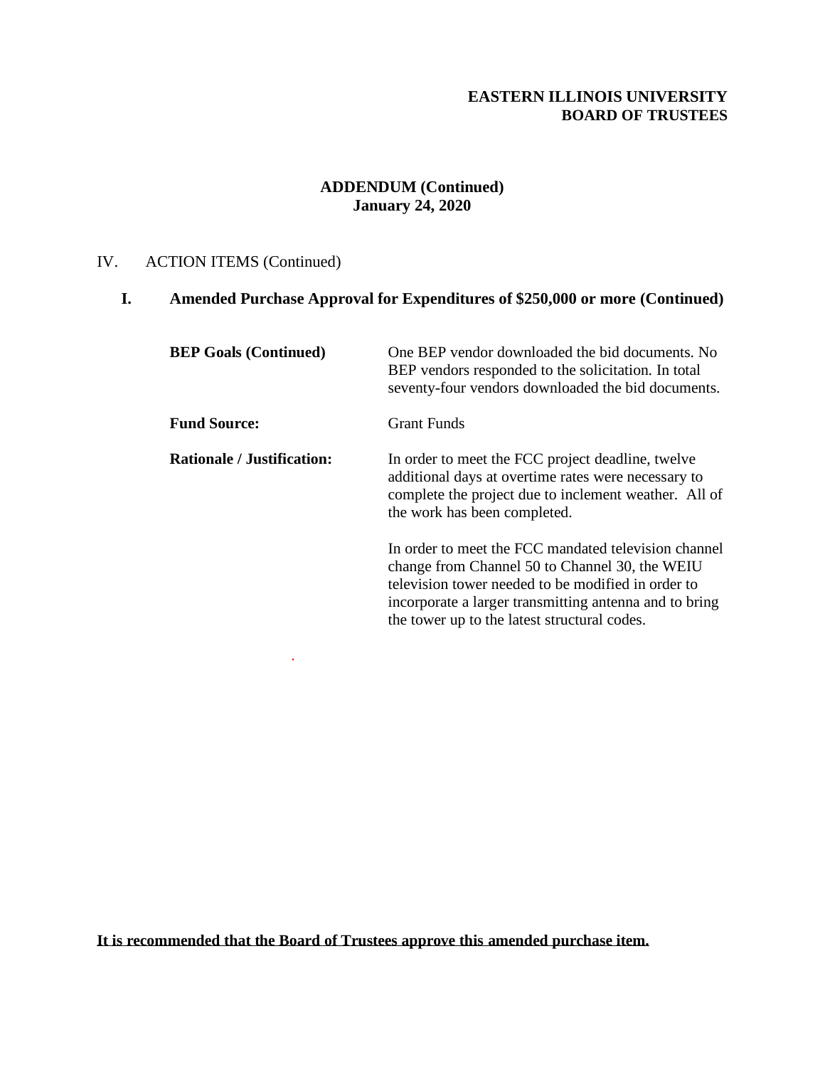**EASTERN ILLINOIS UNIVERSITY**
**BOARD OF TRUSTEES**

**ADDENDUM (Continued)**
**January 24, 2020**

IV. ACTION ITEMS (Continued)

## I. Amended Purchase Approval for Expenditures of $250,000 or more (Continued)

**BEP Goals (Continued)** One BEP vendor downloaded the bid documents. No BEP vendors responded to the solicitation. In total seventy-four vendors downloaded the bid documents.

**Fund Source:** Grant Funds

**Rationale / Justification:** In order to meet the FCC project deadline, twelve additional days at overtime rates were necessary to complete the project due to inclement weather. All of the work has been completed.

In order to meet the FCC mandated television channel change from Channel 50 to Channel 30, the WEIU television tower needed to be modified in order to incorporate a larger transmitting antenna and to bring the tower up to the latest structural codes.

**It is recommended that the Board of Trustees approve this amended purchase item.**